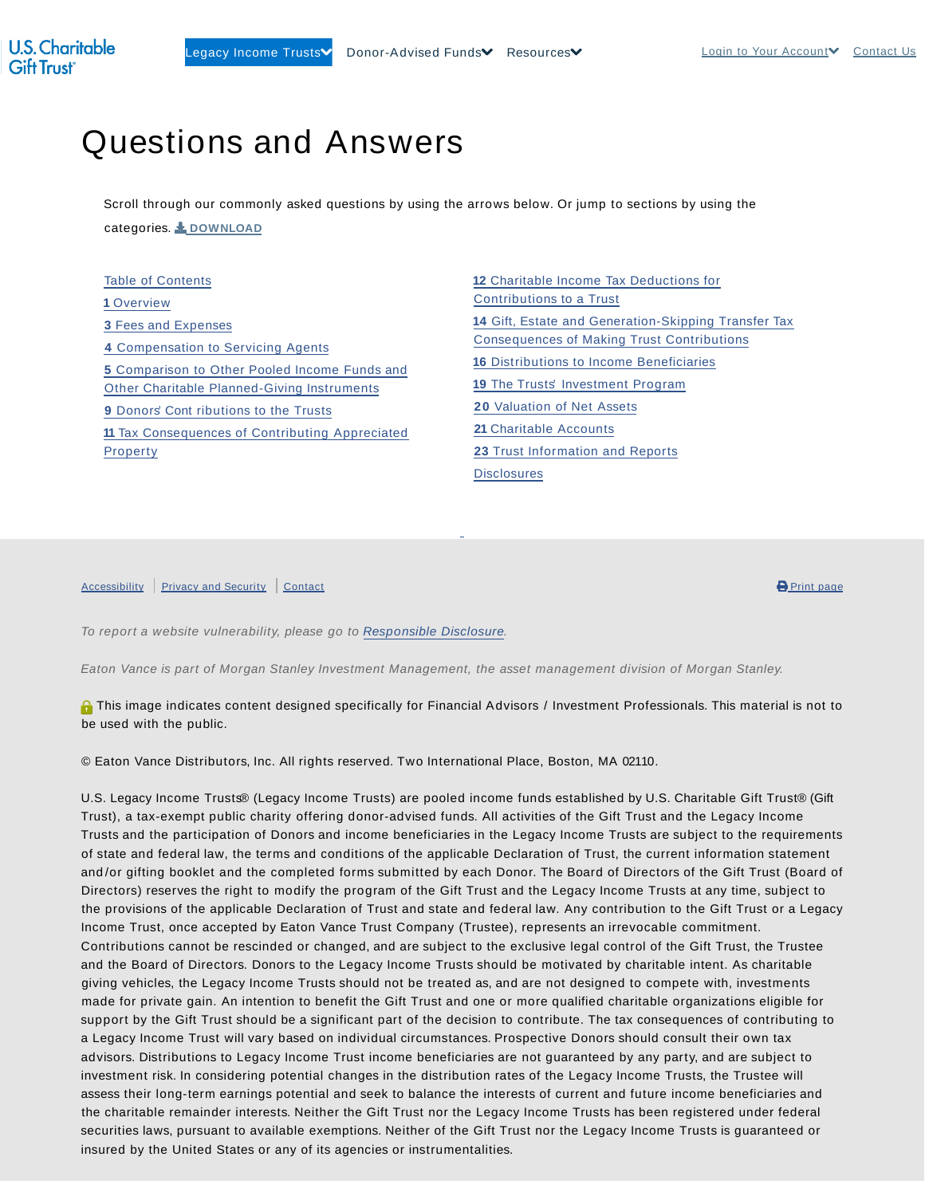U.S. Charitable Gift Trust

Legacy Income Trusts | Donor-Advised Funds | Resources | Login to Your Account | Contact Us

# Questions and Answers

Scroll through our commonly asked questions by using the arrows below. Or jump to sections by using the categories. DOWNLOAD

- Table of Contents
- 1 Overview
- 3 Fees and Expenses
- 4 Compensation to Servicing Agents
- 5 Comparison to Other Pooled Income Funds and Other Charitable Planned-Giving Instruments
- 9 Donors' Contributions to the Trusts
- 11 Tax Consequences of Contributing Appreciated Property
- 12 Charitable Income Tax Deductions for Contributions to a Trust
- 14 Gift, Estate and Generation-Skipping Transfer Tax Consequences of Making Trust Contributions
- 16 Distributions to Income Beneficiaries
- 19 The Trusts' Investment Program
- 20 Valuation of Net Assets
- 21 Charitable Accounts
- 23 Trust Information and Reports
- Disclosures

Accessibility | Privacy and Security | Contact | Print page

*To report a website vulnerability, please go to Responsible Disclosure.*

*Eaton Vance is part of Morgan Stanley Investment Management, the asset management division of Morgan Stanley.*

This image indicates content designed specifically for Financial Advisors / Investment Professionals. This material is not to be used with the public.

© Eaton Vance Distributors, Inc. All rights reserved. Two International Place, Boston, MA 02110.

U.S. Legacy Income Trusts® (Legacy Income Trusts) are pooled income funds established by U.S. Charitable Gift Trust® (Gift Trust), a tax-exempt public charity offering donor-advised funds. All activities of the Gift Trust and the Legacy Income Trusts and the participation of Donors and income beneficiaries in the Legacy Income Trusts are subject to the requirements of state and federal law, the terms and conditions of the applicable Declaration of Trust, the current information statement and/or gifting booklet and the completed forms submitted by each Donor. The Board of Directors of the Gift Trust (Board of Directors) reserves the right to modify the program of the Gift Trust and the Legacy Income Trusts at any time, subject to the provisions of the applicable Declaration of Trust and state and federal law. Any contribution to the Gift Trust or a Legacy Income Trust, once accepted by Eaton Vance Trust Company (Trustee), represents an irrevocable commitment. Contributions cannot be rescinded or changed, and are subject to the exclusive legal control of the Gift Trust, the Trustee and the Board of Directors. Donors to the Legacy Income Trusts should be motivated by charitable intent. As charitable giving vehicles, the Legacy Income Trusts should not be treated as, and are not designed to compete with, investments made for private gain. An intention to benefit the Gift Trust and one or more qualified charitable organizations eligible for support by the Gift Trust should be a significant part of the decision to contribute. The tax consequences of contributing to a Legacy Income Trust will vary based on individual circumstances. Prospective Donors should consult their own tax advisors. Distributions to Legacy Income Trust income beneficiaries are not guaranteed by any party, and are subject to investment risk. In considering potential changes in the distribution rates of the Legacy Income Trusts, the Trustee will assess their long-term earnings potential and seek to balance the interests of current and future income beneficiaries and the charitable remainder interests. Neither the Gift Trust nor the Legacy Income Trusts has been registered under federal securities laws, pursuant to available exemptions. Neither of the Gift Trust nor the Legacy Income Trusts is guaranteed or insured by the United States or any of its agencies or instrumentalities.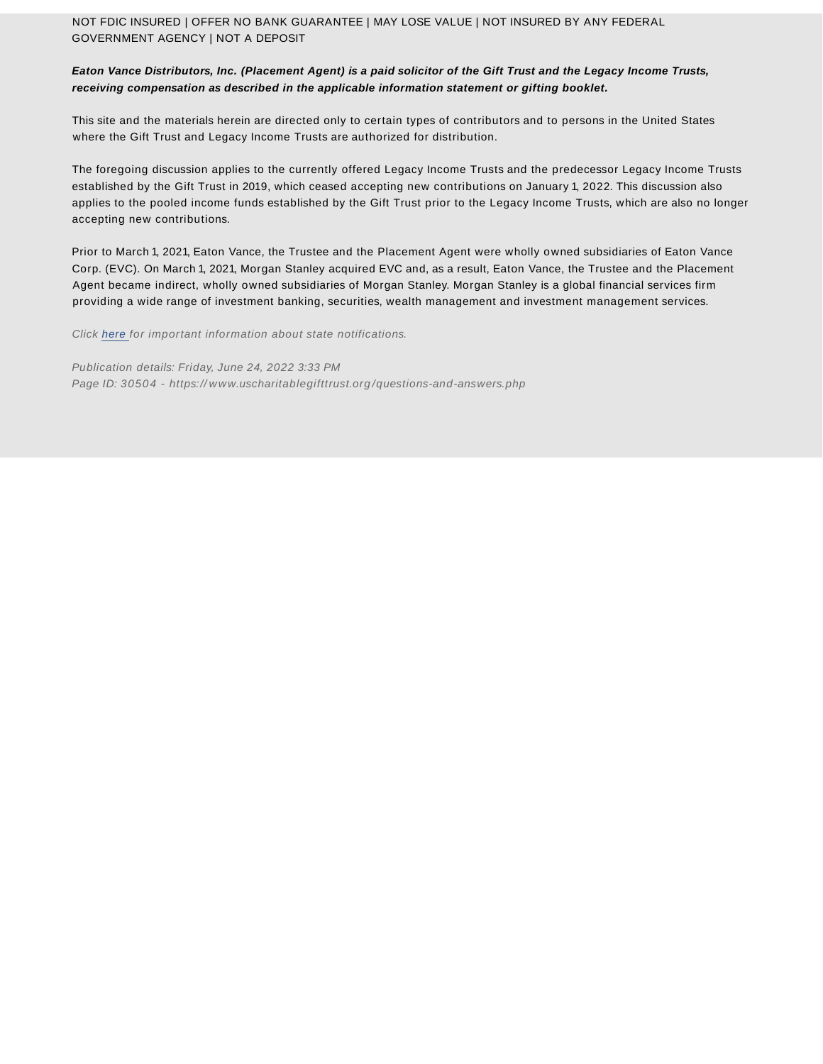NOT FDIC INSURED | OFFER NO BANK GUARANTEE | MAY LOSE VALUE | NOT INSURED BY ANY FEDERAL GOVERNMENT AGENCY | NOT A DEPOSIT

***Eaton Vance Distributors, Inc. (Placement Agent) is a paid solicitor of the Gift Trust and the Legacy Income Trusts, receiving compensation as described in the applicable information statement or gifting booklet.***

This site and the materials herein are directed only to certain types of contributors and to persons in the United States where the Gift Trust and Legacy Income Trusts are authorized for distribution.

The foregoing discussion applies to the currently offered Legacy Income Trusts and the predecessor Legacy Income Trusts established by the Gift Trust in 2019, which ceased accepting new contributions on January 1, 2022. This discussion also applies to the pooled income funds established by the Gift Trust prior to the Legacy Income Trusts, which are also no longer accepting new contributions.

Prior to March 1, 2021, Eaton Vance, the Trustee and the Placement Agent were wholly owned subsidiaries of Eaton Vance Corp. (EVC). On March 1, 2021, Morgan Stanley acquired EVC and, as a result, Eaton Vance, the Trustee and the Placement Agent became indirect, wholly owned subsidiaries of Morgan Stanley. Morgan Stanley is a global financial services firm providing a wide range of investment banking, securities, wealth management and investment management services.

*Click here for important information about state notifications.*

*Publication details: Friday, June 24, 2022 3:33 PM*
*Page ID: 30504 - https://www.uscharitablegifttrust.org/questions-and-answers.php*